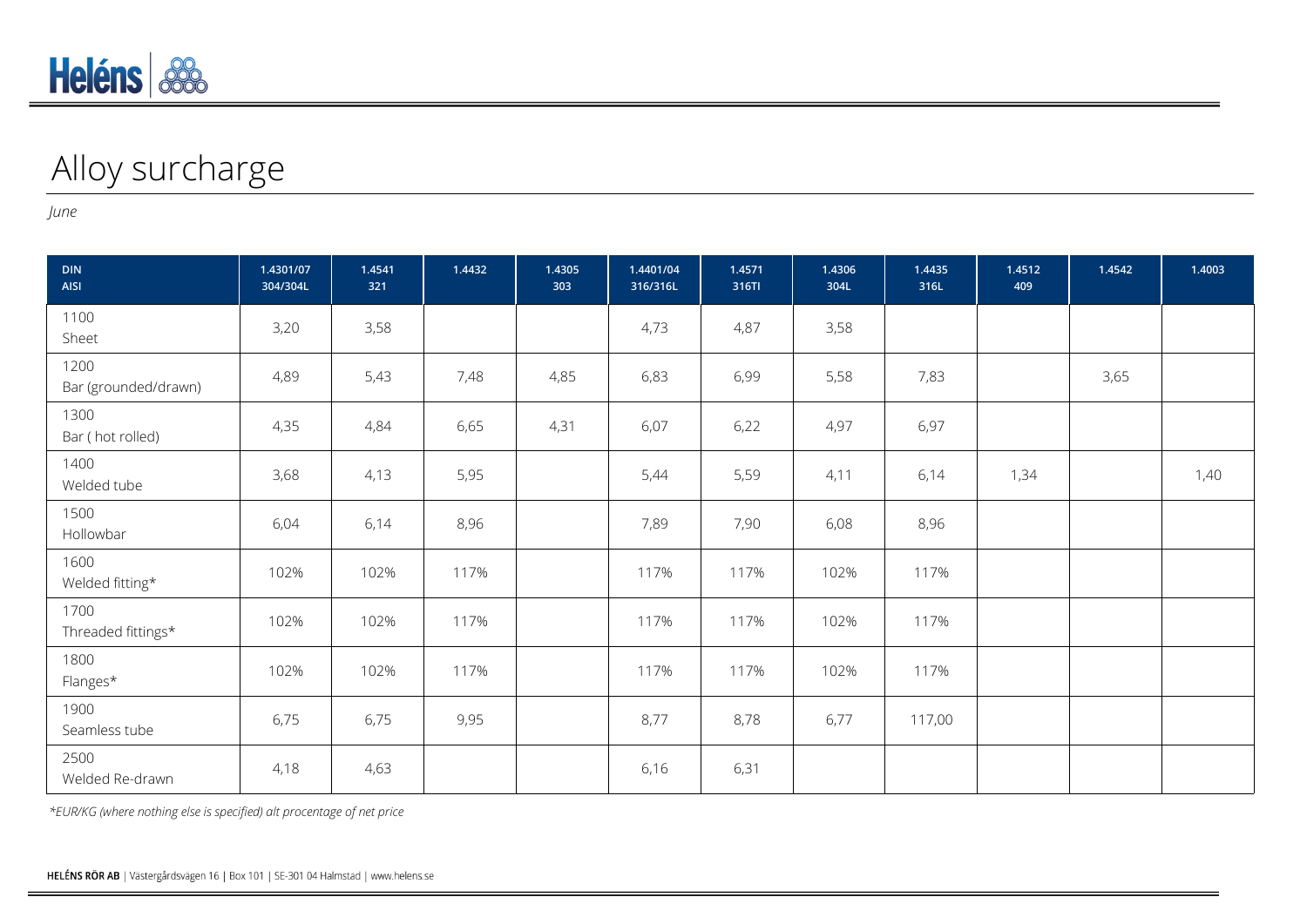# Alloy surcharge

*June*

| DIN<br>AISI | 1.4301/07<br>304/304L | 1.4541<br>321 | 1.4432 | 1.4305<br>303 | 1.4401/04<br>316/316L | 1.4571<br>316TI | 1.4306<br>304L | 1.4435<br>316L | 1.4512<br>409 | 1.4542 | 1.4003 |
|---|---|---|---|---|---|---|---|---|---|---|---|
| 1100<br>Sheet | 3,20 | 3,58 | | | 4,73 | 4,87 | 3,58 | | | | |
| 1200<br>Bar (grounded/drawn) | 4,89 | 5,43 | 7,48 | 4,85 | 6,83 | 6,99 | 5,58 | 7,83 | | 3,65 | |
| 1300<br>Bar ( hot rolled) | 4,35 | 4,84 | 6,65 | 4,31 | 6,07 | 6,22 | 4,97 | 6,97 | | | |
| 1400<br>Welded tube | 3,68 | 4,13 | 5,95 | | 5,44 | 5,59 | 4,11 | 6,14 | 1,34 | | 1,40 |
| 1500<br>Hollowbar | 6,04 | 6,14 | 8,96 | | 7,89 | 7,90 | 6,08 | 8,96 | | | |
| 1600<br>Welded fitting* | 102% | 102% | 117% | | 117% | 117% | 102% | 117% | | | |
| 1700<br>Threaded fittings* | 102% | 102% | 117% | | 117% | 117% | 102% | 117% | | | |
| 1800<br>Flanges* | 102% | 102% | 117% | | 117% | 117% | 102% | 117% | | | |
| 1900<br>Seamless tube | 6,75 | 6,75 | 9,95 | | 8,77 | 8,78 | 6,77 | 117,00 | | | |
| 2500<br>Welded Re-drawn | 4,18 | 4,63 | | | 6,16 | 6,31 | | | | | |

*\*EUR/KG (where nothing else is specified) alt procentage of net price*

**HELÉNS RÖR AB** | Västergårdsvägen 16 | Box 101 | SE-301 04 Halmstad | www.helens.se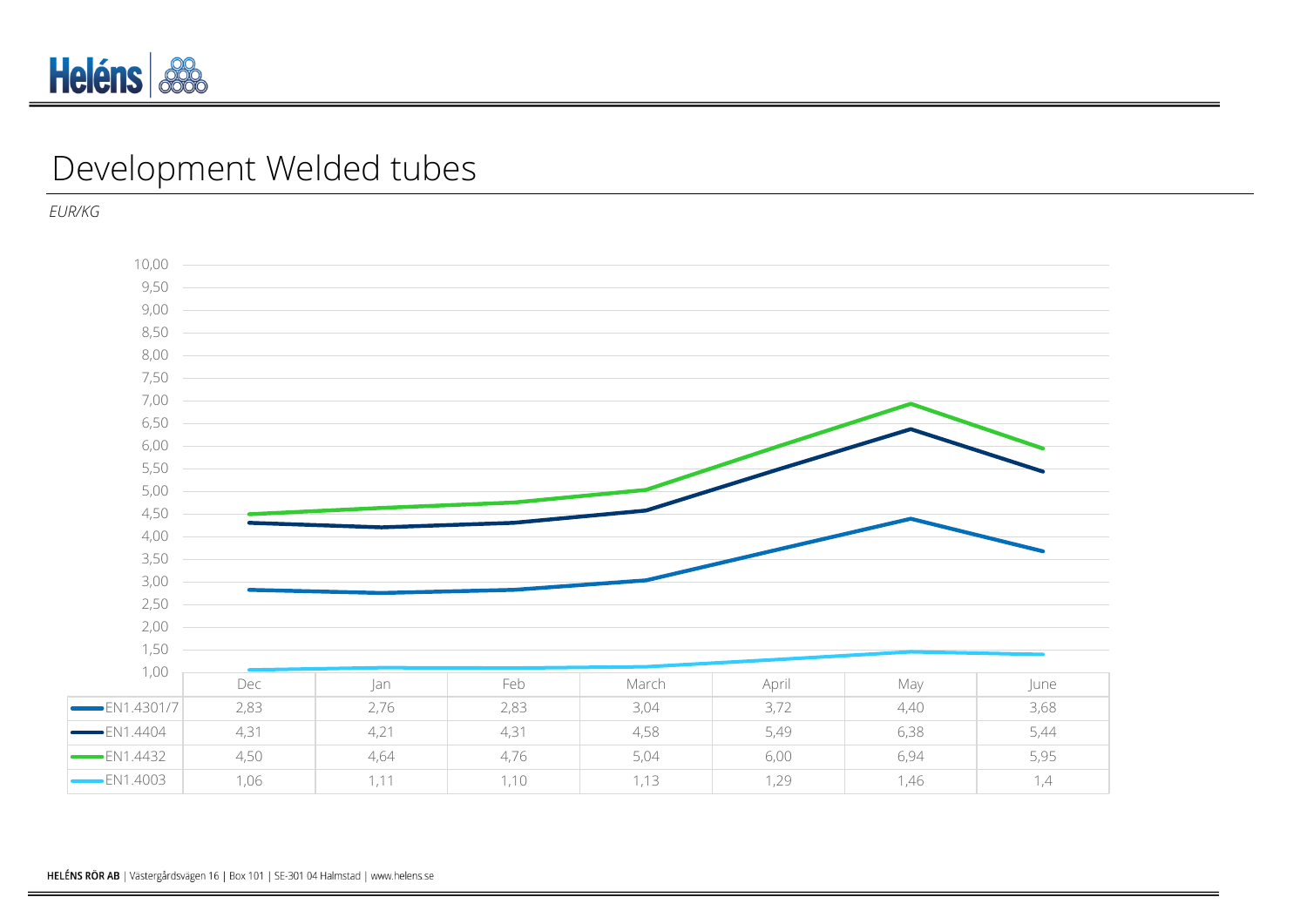# Development Welded tubes

*EUR/KG*

| | Dec | Jan | Feb | March | April | May | June |
|---|---|---|---|---|---|---|---|
| EN1.4301/7 | 2,83 | 2,76 | 2,83 | 3,04 | 3,72 | 4,40 | 3,68 |
| EN1.4404 | 4,31 | 4,21 | 4,31 | 4,58 | 5,49 | 6,38 | 5,44 |
| EN1.4432 | 4,50 | 4,64 | 4,76 | 5,04 | 6,00 | 6,94 | 5,95 |
| EN1.4003 | 1,06 | 1,11 | 1,10 | 1,13 | 1,29 | 1,46 | 1,4 |

**HELÉNS RÖR AB** | Västergårdsvägen 16 | Box 101 | SE-301 04 Halmstad | www.helens.se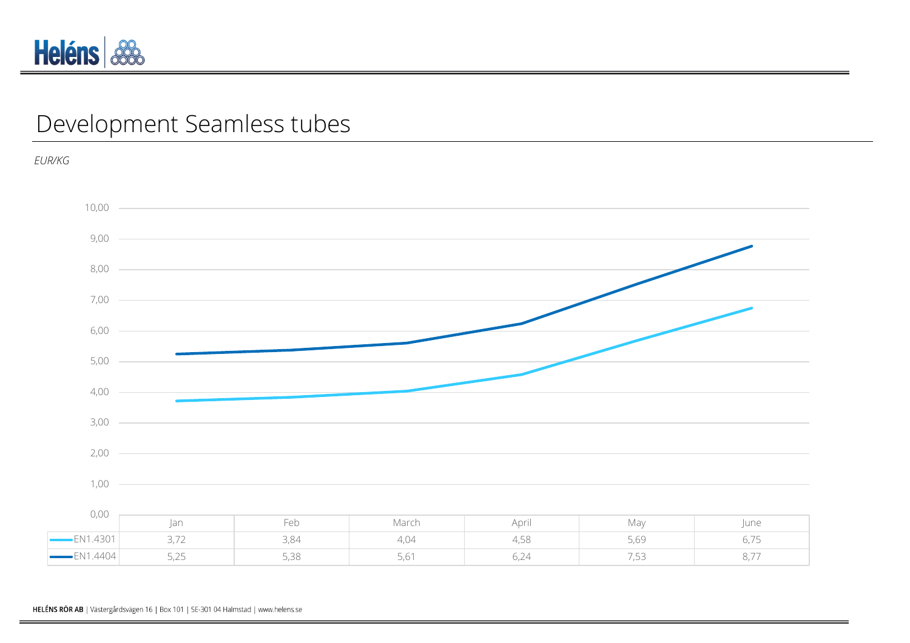# Development Seamless tubes

*EUR/KG*

10,00
9,00
8,00
7,00
6,00
5,00
4,00
3,00
2,00
1,00
0,00

| | Jan | Feb | March | April | May | June |
|---|---|---|---|---|---|---|
| EN1.4301 | 3,72 | 3,84 | 4,04 | 4,58 | 5,69 | 6,75 |
| EN1.4404 | 5,25 | 5,38 | 5,61 | 6,24 | 7,53 | 8,77 |